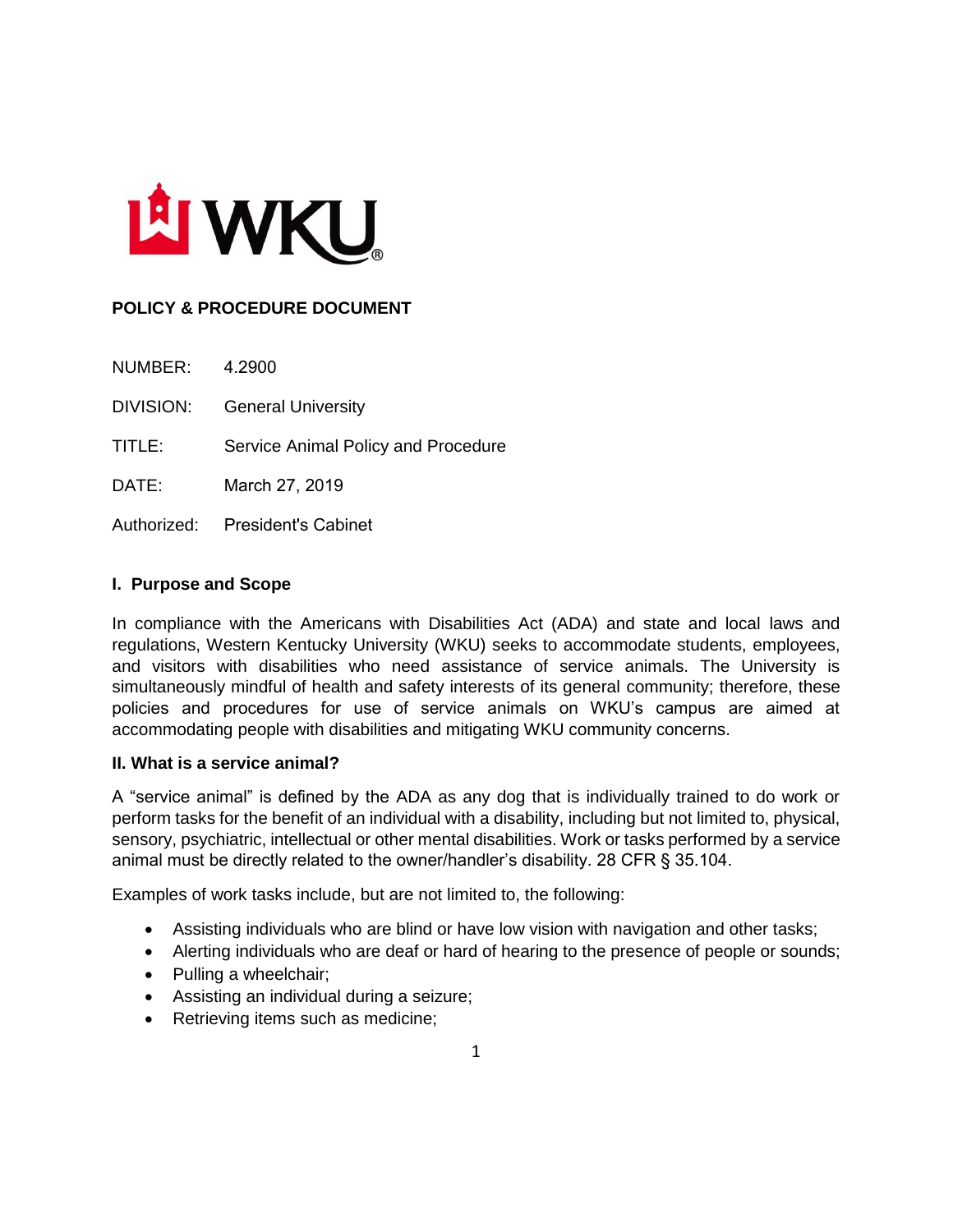WKU

**POLICY & PROCEDURE DOCUMENT**

NUMBER: 4.2900

DIVISION: General University

TITLE: Service Animal Policy and Procedure

DATE: March 27, 2019

Authorized: President's Cabinet

## I. Purpose and Scope

In compliance with the Americans with Disabilities Act (ADA) and state and local laws and regulations, Western Kentucky University (WKU) seeks to accommodate students, employees, and visitors with disabilities who need assistance of service animals. The University is simultaneously mindful of health and safety interests of its general community; therefore, these policies and procedures for use of service animals on WKU's campus are aimed at accommodating people with disabilities and mitigating WKU community concerns.

## II. What is a service animal?

A "service animal" is defined by the ADA as any dog that is individually trained to do work or perform tasks for the benefit of an individual with a disability, including but not limited to, physical, sensory, psychiatric, intellectual or other mental disabilities. Work or tasks performed by a service animal must be directly related to the owner/handler's disability. 28 CFR § 35.104.

Examples of work tasks include, but are not limited to, the following:

- Assisting individuals who are blind or have low vision with navigation and other tasks;
- Alerting individuals who are deaf or hard of hearing to the presence of people or sounds;
- Pulling a wheelchair;
- Assisting an individual during a seizure;
- Retrieving items such as medicine;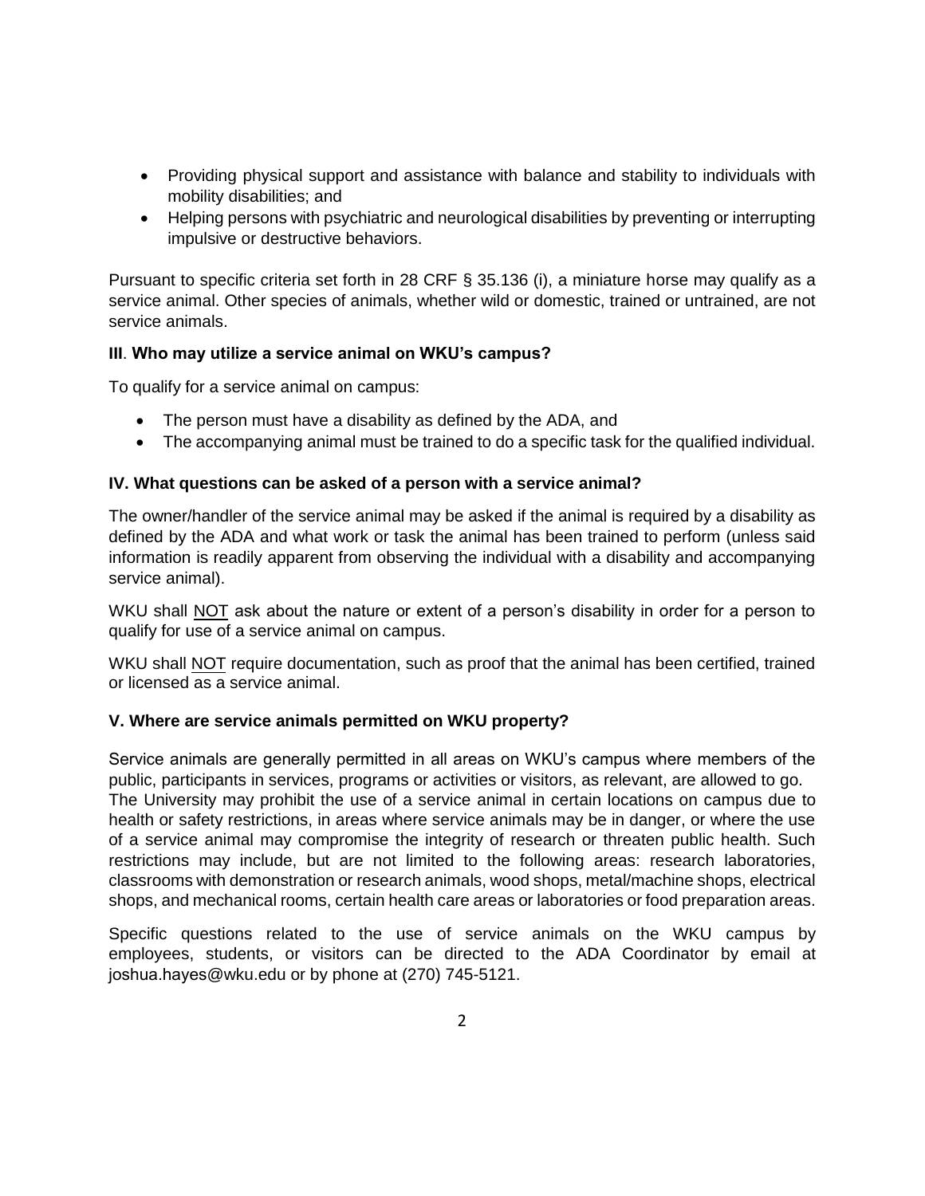- Providing physical support and assistance with balance and stability to individuals with mobility disabilities; and
- Helping persons with psychiatric and neurological disabilities by preventing or interrupting impulsive or destructive behaviors.

Pursuant to specific criteria set forth in 28 CRF § 35.136 (i), a miniature horse may qualify as a service animal. Other species of animals, whether wild or domestic, trained or untrained, are not service animals.

### III. Who may utilize a service animal on WKU's campus?

To qualify for a service animal on campus:

- The person must have a disability as defined by the ADA, and
- The accompanying animal must be trained to do a specific task for the qualified individual.

### IV. What questions can be asked of a person with a service animal?

The owner/handler of the service animal may be asked if the animal is required by a disability as defined by the ADA and what work or task the animal has been trained to perform (unless said information is readily apparent from observing the individual with a disability and accompanying service animal).

WKU shall NOT ask about the nature or extent of a person's disability in order for a person to qualify for use of a service animal on campus.

WKU shall NOT require documentation, such as proof that the animal has been certified, trained or licensed as a service animal.

### V. Where are service animals permitted on WKU property?

Service animals are generally permitted in all areas on WKU's campus where members of the public, participants in services, programs or activities or visitors, as relevant, are allowed to go. The University may prohibit the use of a service animal in certain locations on campus due to health or safety restrictions, in areas where service animals may be in danger, or where the use of a service animal may compromise the integrity of research or threaten public health. Such restrictions may include, but are not limited to the following areas: research laboratories, classrooms with demonstration or research animals, wood shops, metal/machine shops, electrical shops, and mechanical rooms, certain health care areas or laboratories or food preparation areas.

Specific questions related to the use of service animals on the WKU campus by employees, students, or visitors can be directed to the ADA Coordinator by email at joshua.hayes@wku.edu or by phone at (270) 745-5121.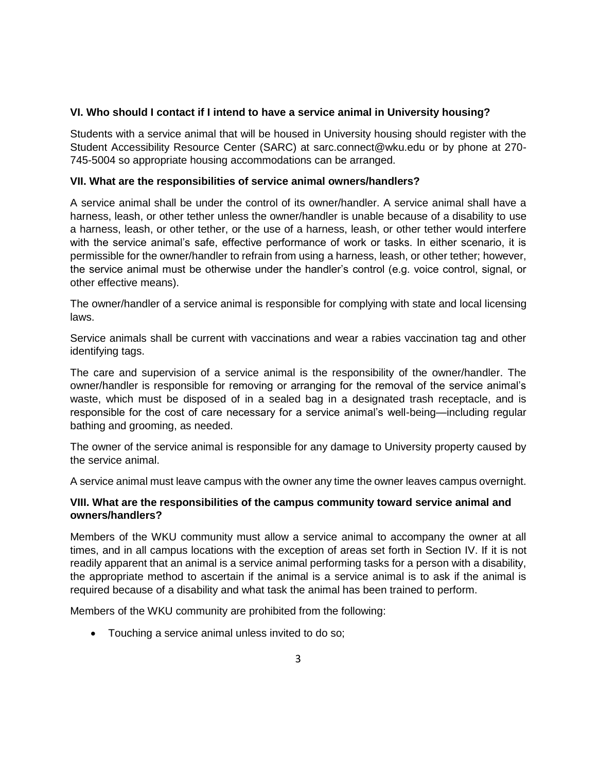**VI. Who should I contact if I intend to have a service animal in University housing?**

Students with a service animal that will be housed in University housing should register with the Student Accessibility Resource Center (SARC) at sarc.connect@wku.edu or by phone at 270-745-5004 so appropriate housing accommodations can be arranged.

**VII. What are the responsibilities of service animal owners/handlers?**

A service animal shall be under the control of its owner/handler. A service animal shall have a harness, leash, or other tether unless the owner/handler is unable because of a disability to use a harness, leash, or other tether, or the use of a harness, leash, or other tether would interfere with the service animal's safe, effective performance of work or tasks. In either scenario, it is permissible for the owner/handler to refrain from using a harness, leash, or other tether; however, the service animal must be otherwise under the handler's control (e.g. voice control, signal, or other effective means).

The owner/handler of a service animal is responsible for complying with state and local licensing laws.

Service animals shall be current with vaccinations and wear a rabies vaccination tag and other identifying tags.

The care and supervision of a service animal is the responsibility of the owner/handler. The owner/handler is responsible for removing or arranging for the removal of the service animal's waste, which must be disposed of in a sealed bag in a designated trash receptacle, and is responsible for the cost of care necessary for a service animal's well-being—including regular bathing and grooming, as needed.

The owner of the service animal is responsible for any damage to University property caused by the service animal.

A service animal must leave campus with the owner any time the owner leaves campus overnight.

**VIII. What are the responsibilities of the campus community toward service animal and owners/handlers?**

Members of the WKU community must allow a service animal to accompany the owner at all times, and in all campus locations with the exception of areas set forth in Section IV. If it is not readily apparent that an animal is a service animal performing tasks for a person with a disability, the appropriate method to ascertain if the animal is a service animal is to ask if the animal is required because of a disability and what task the animal has been trained to perform.

Members of the WKU community are prohibited from the following:

- Touching a service animal unless invited to do so;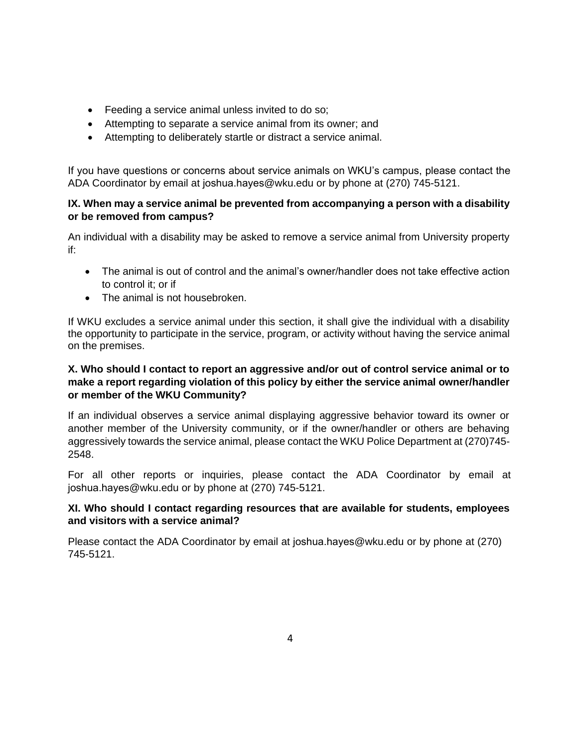- Feeding a service animal unless invited to do so;
- Attempting to separate a service animal from its owner; and
- Attempting to deliberately startle or distract a service animal.

If you have questions or concerns about service animals on WKU's campus, please contact the ADA Coordinator by email at joshua.hayes@wku.edu or by phone at (270) 745-5121.

**IX. When may a service animal be prevented from accompanying a person with a disability or be removed from campus?**

An individual with a disability may be asked to remove a service animal from University property if:

- The animal is out of control and the animal's owner/handler does not take effective action to control it; or if
- The animal is not housebroken.

If WKU excludes a service animal under this section, it shall give the individual with a disability the opportunity to participate in the service, program, or activity without having the service animal on the premises.

**X. Who should I contact to report an aggressive and/or out of control service animal or to make a report regarding violation of this policy by either the service animal owner/handler or member of the WKU Community?**

If an individual observes a service animal displaying aggressive behavior toward its owner or another member of the University community, or if the owner/handler or others are behaving aggressively towards the service animal, please contact the WKU Police Department at (270)745-2548.

For all other reports or inquiries, please contact the ADA Coordinator by email at joshua.hayes@wku.edu or by phone at (270) 745-5121.

**XI. Who should I contact regarding resources that are available for students, employees and visitors with a service animal?**

Please contact the ADA Coordinator by email at joshua.hayes@wku.edu or by phone at (270) 745-5121.